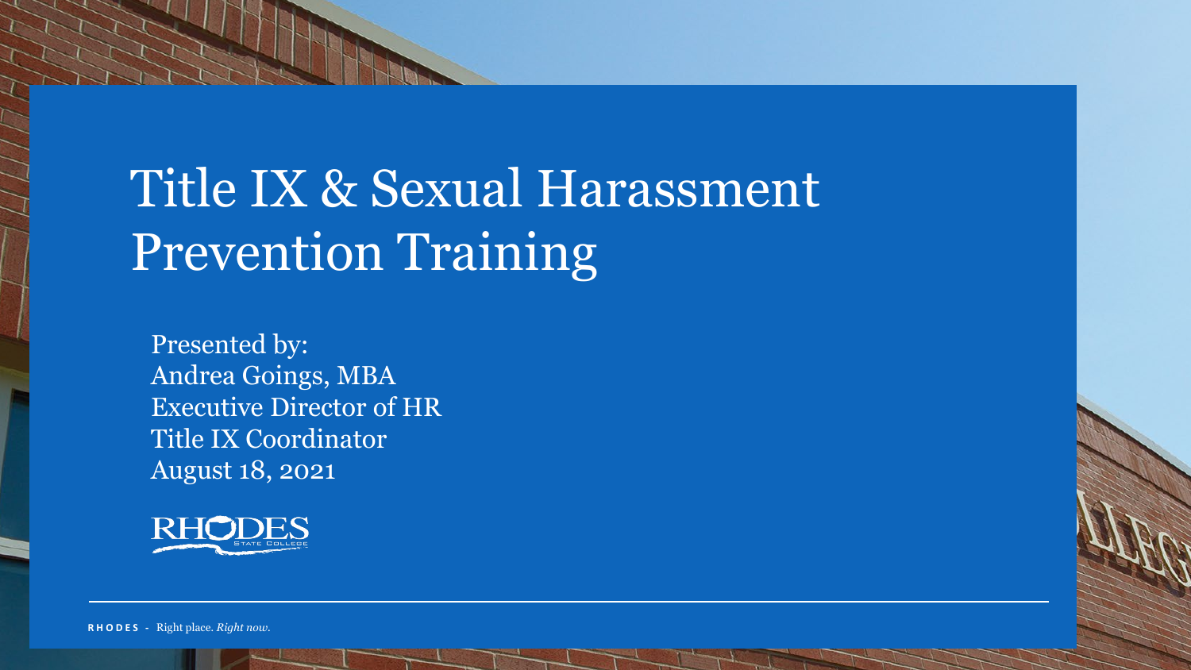# Title IX & Sexual Harassment Prevention Training

Presented by:
Andrea Goings, MBA
Executive Director of HR
Title IX Coordinator
August 18, 2021

RHODES STATE COLLEGE

**RHODES** - Right place. *Right now.*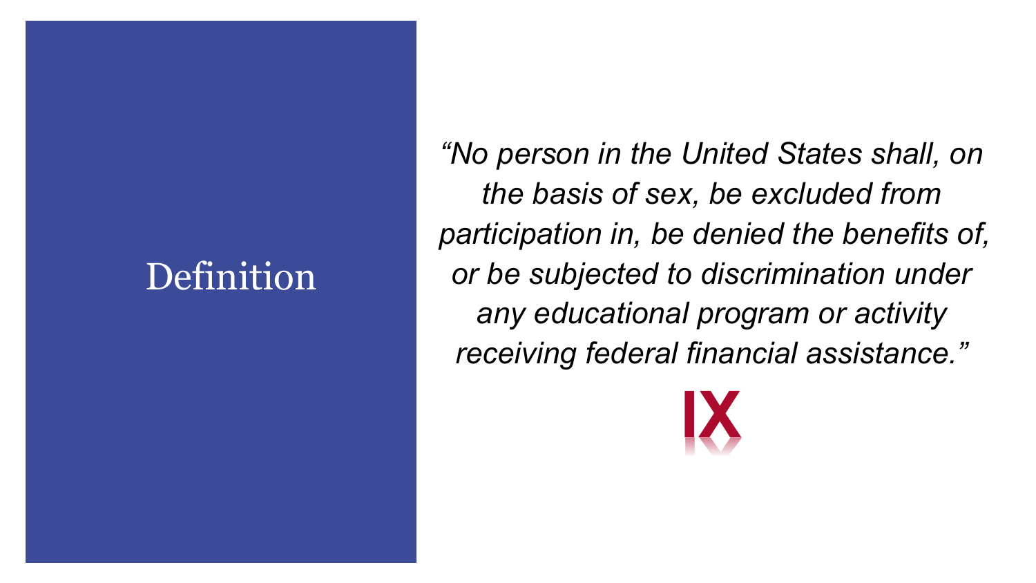# Definition

*"No person in the United States shall, on the basis of sex, be excluded from participation in, be denied the benefits of, or be subjected to discrimination under any educational program or activity receiving federal financial assistance."*

IX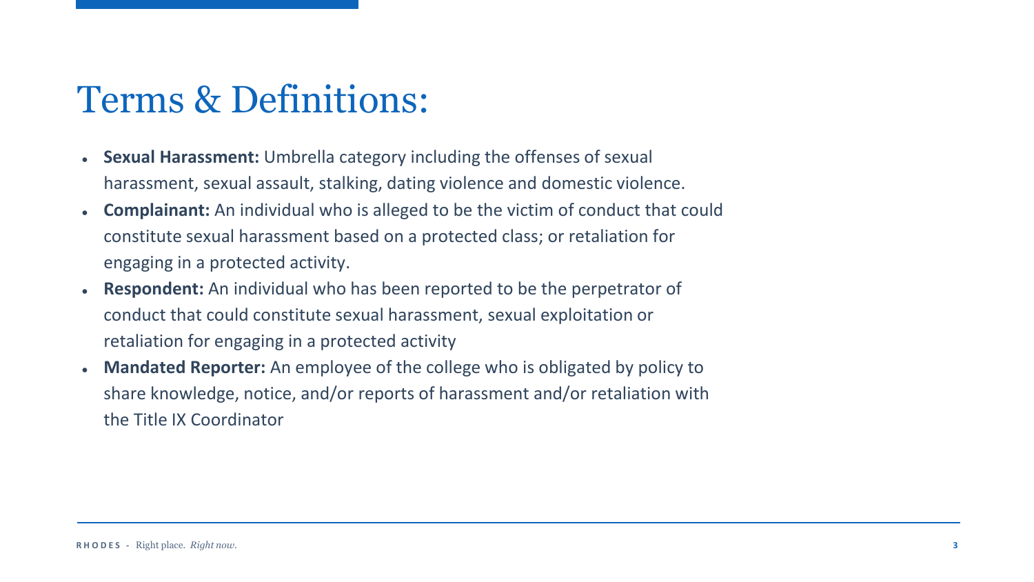# Terms & Definitions:

- **Sexual Harassment:** Umbrella category including the offenses of sexual harassment, sexual assault, stalking, dating violence and domestic violence.
- **Complainant:** An individual who is alleged to be the victim of conduct that could constitute sexual harassment based on a protected class; or retaliation for engaging in a protected activity.
- **Respondent:** An individual who has been reported to be the perpetrator of conduct that could constitute sexual harassment, sexual exploitation or retaliation for engaging in a protected activity
- **Mandated Reporter:** An employee of the college who is obligated by policy to share knowledge, notice, and/or reports of harassment and/or retaliation with the Title IX Coordinator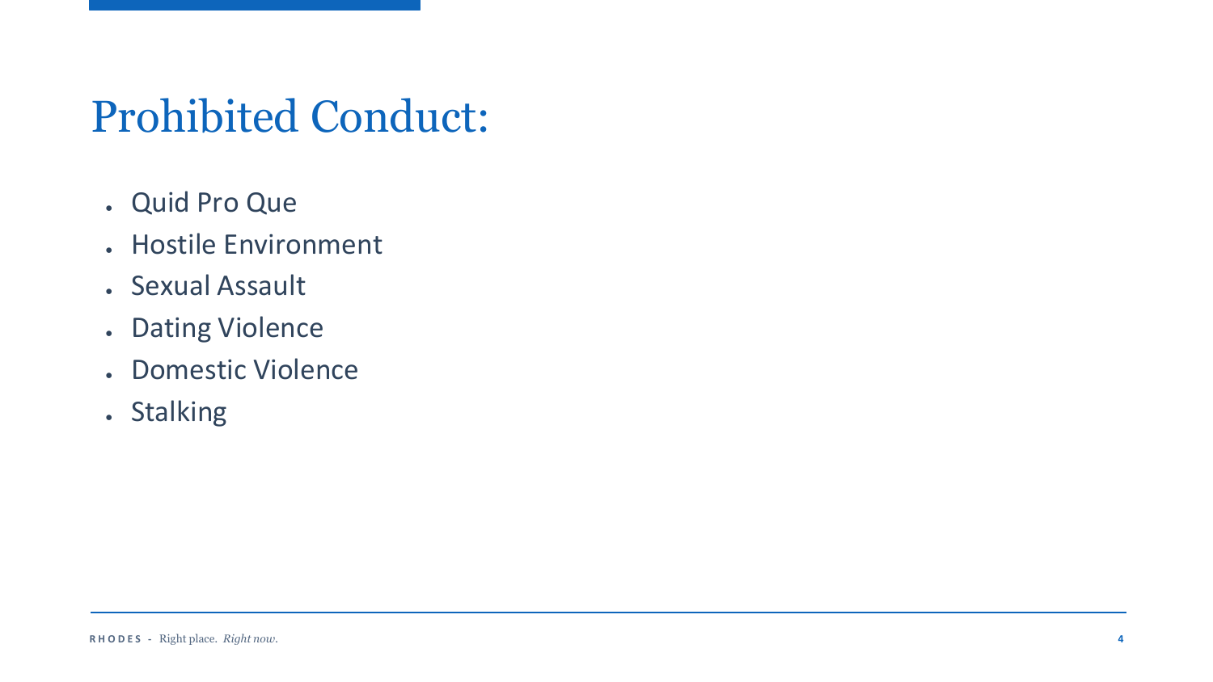# Prohibited Conduct:

- Quid Pro Que
- Hostile Environment
- Sexual Assault
- Dating Violence
- Domestic Violence
- Stalking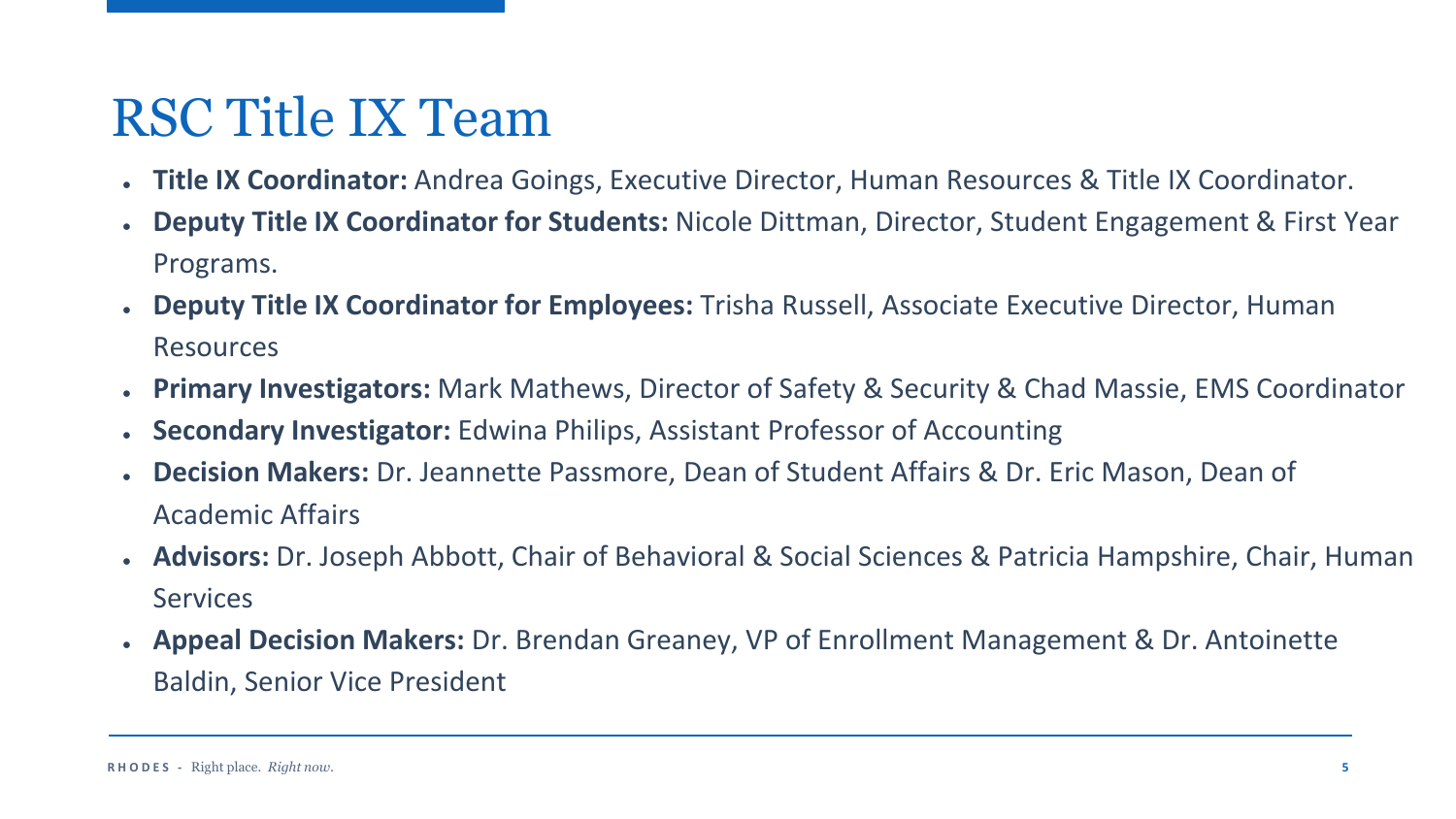# RSC Title IX Team

- **Title IX Coordinator:** Andrea Goings, Executive Director, Human Resources & Title IX Coordinator.
- **Deputy Title IX Coordinator for Students:** Nicole Dittman, Director, Student Engagement & First Year Programs.
- **Deputy Title IX Coordinator for Employees:** Trisha Russell, Associate Executive Director, Human Resources
- **Primary Investigators:** Mark Mathews, Director of Safety & Security & Chad Massie, EMS Coordinator
- **Secondary Investigator:** Edwina Philips, Assistant Professor of Accounting
- **Decision Makers:** Dr. Jeannette Passmore, Dean of Student Affairs & Dr. Eric Mason, Dean of Academic Affairs
- **Advisors:** Dr. Joseph Abbott, Chair of Behavioral & Social Sciences & Patricia Hampshire, Chair, Human Services
- **Appeal Decision Makers:** Dr. Brendan Greaney, VP of Enrollment Management & Dr. Antoinette Baldin, Senior Vice President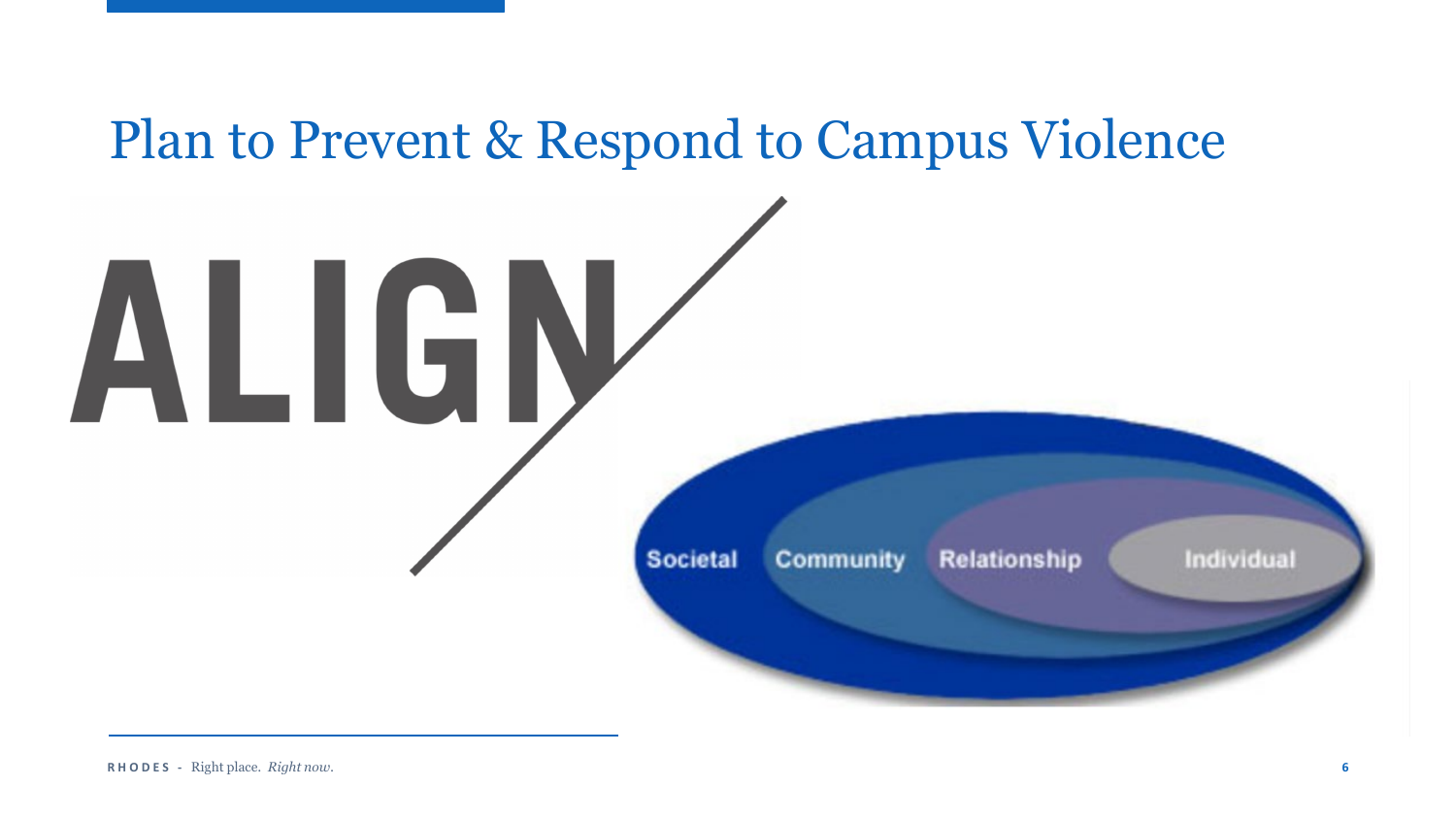# Plan to Prevent & Respond to Campus Violence

ALIGN

Societal | Community | Relationship | Individual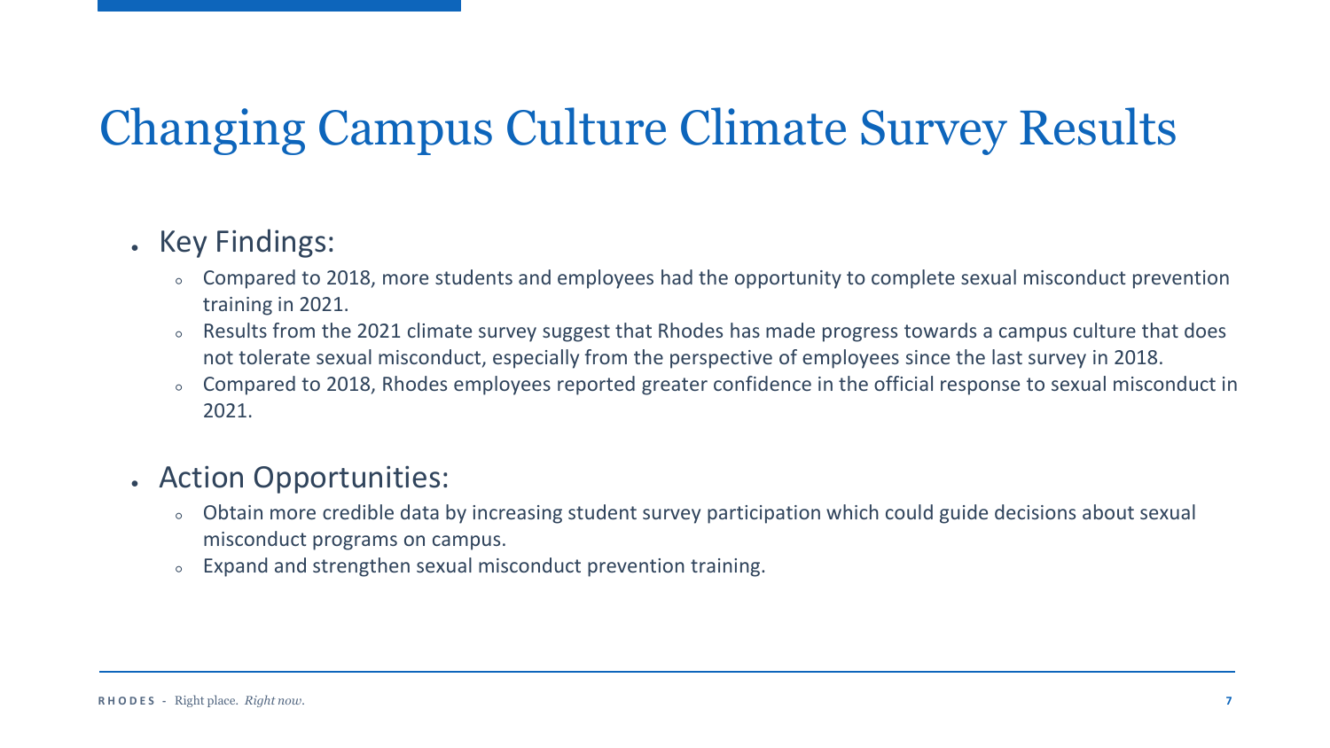# Changing Campus Culture Climate Survey Results

- Key Findings:
  - Compared to 2018, more students and employees had the opportunity to complete sexual misconduct prevention training in 2021.
  - Results from the 2021 climate survey suggest that Rhodes has made progress towards a campus culture that does not tolerate sexual misconduct, especially from the perspective of employees since the last survey in 2018.
  - Compared to 2018, Rhodes employees reported greater confidence in the official response to sexual misconduct in 2021.

- Action Opportunities:
  - Obtain more credible data by increasing student survey participation which could guide decisions about sexual misconduct programs on campus.
  - Expand and strengthen sexual misconduct prevention training.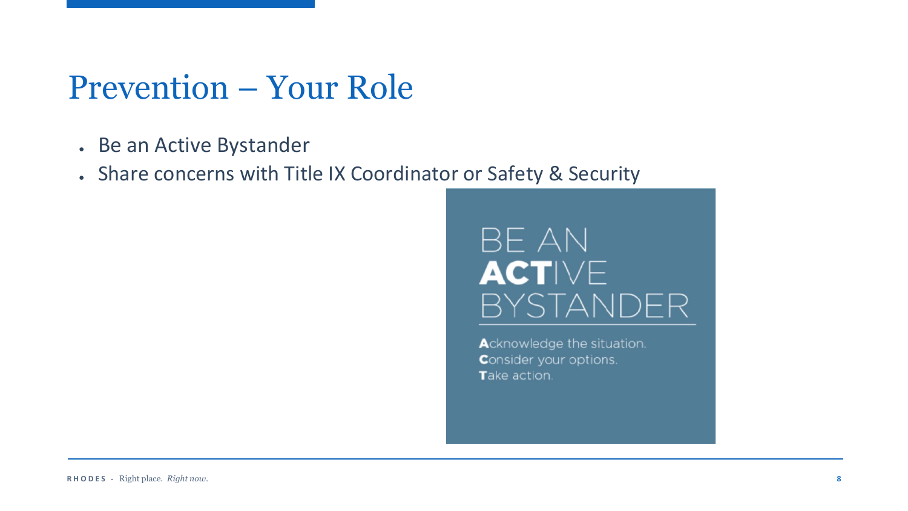# Prevention – Your Role

- Be an Active Bystander
- Share concerns with Title IX Coordinator or Safety & Security

BE AN **ACT**IVE BYSTANDER

**A**cknowledge the situation.
**C**onsider your options.
**T**ake action.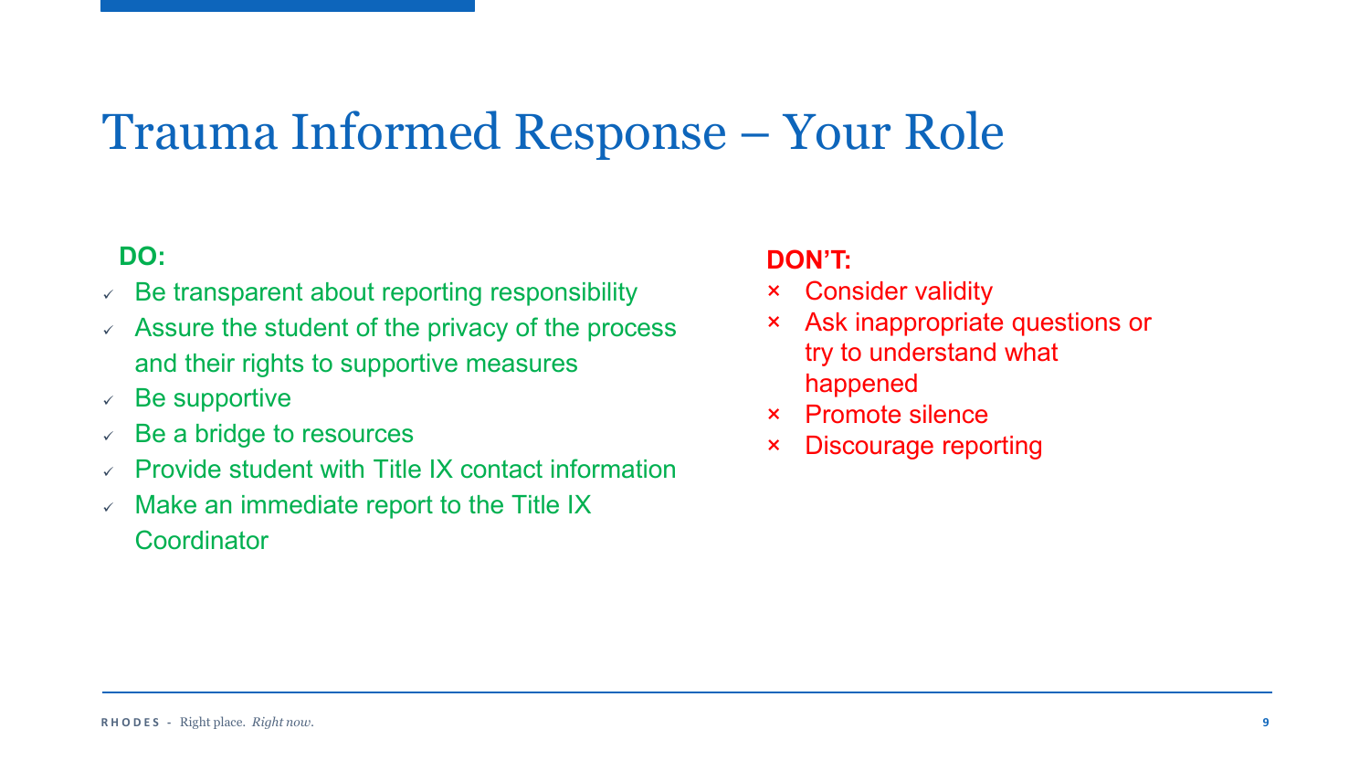# Trauma Informed Response – Your Role

**DO:**

- ✓ Be transparent about reporting responsibility
- ✓ Assure the student of the privacy of the process and their rights to supportive measures
- ✓ Be supportive
- ✓ Be a bridge to resources
- ✓ Provide student with Title IX contact information
- ✓ Make an immediate report to the Title IX Coordinator

**DON'T:**

- × Consider validity
- × Ask inappropriate questions or try to understand what happened
- × Promote silence
- × Discourage reporting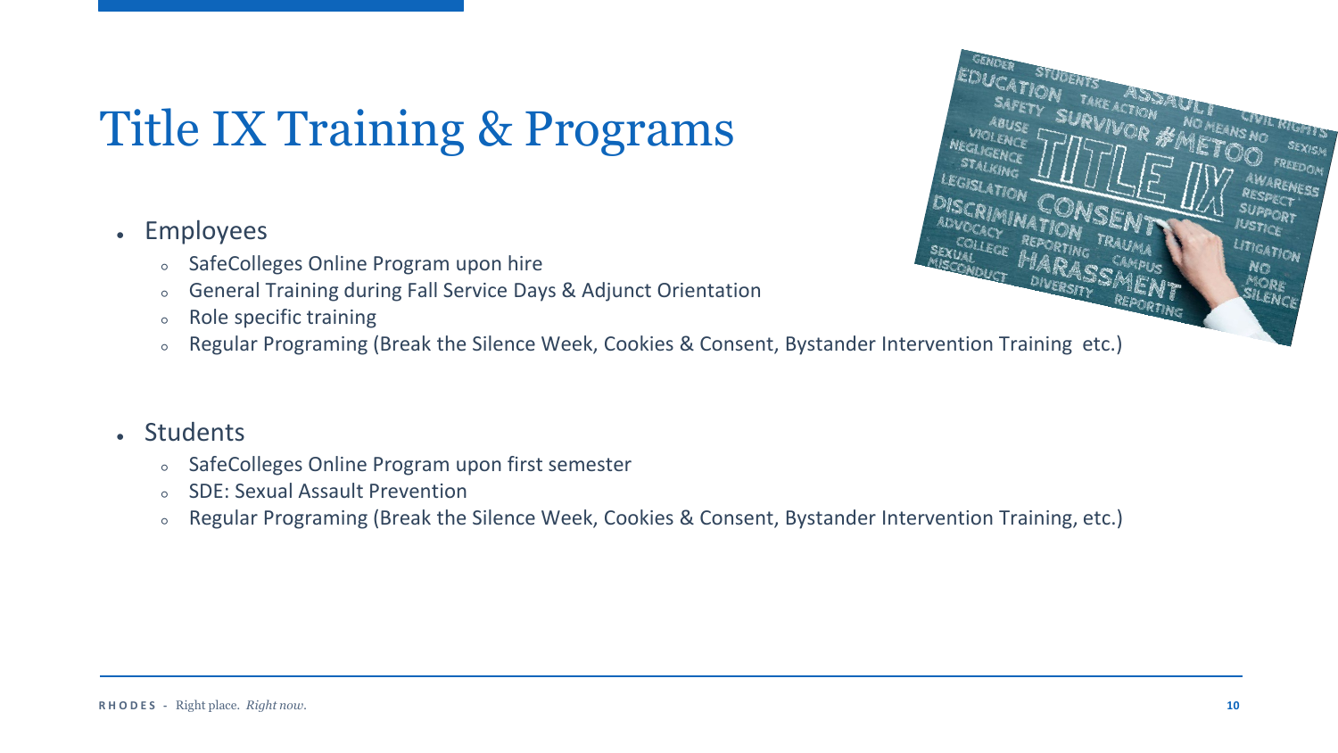# Title IX Training & Programs

- Employees
  - SafeColleges Online Program upon hire
  - General Training during Fall Service Days & Adjunct Orientation
  - Role specific training
  - Regular Programing (Break the Silence Week, Cookies & Consent, Bystander Intervention Training  etc.)

- Students
  - SafeColleges Online Program upon first semester
  - SDE: Sexual Assault Prevention
  - Regular Programing (Break the Silence Week, Cookies & Consent, Bystander Intervention Training, etc.)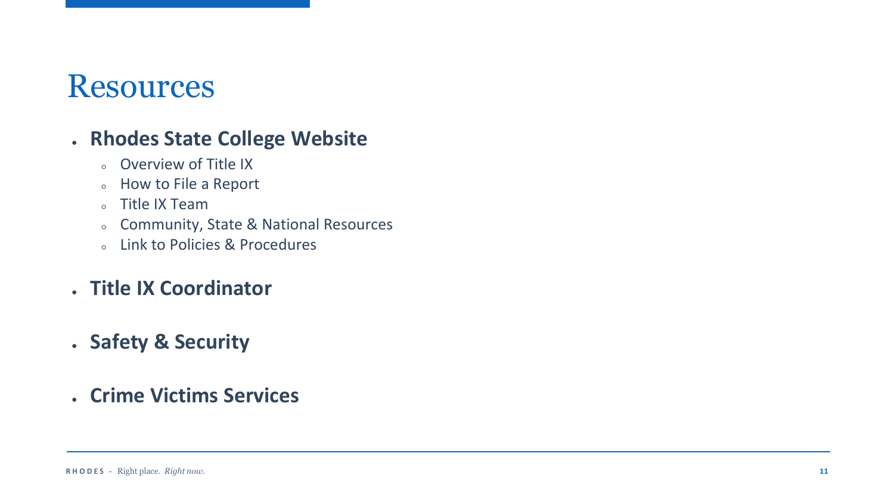# Resources

- **Rhodes State College Website**
  - Overview of Title IX
  - How to File a Report
  - Title IX Team
  - Community, State & National Resources
  - Link to Policies & Procedures
- **Title IX Coordinator**
- **Safety & Security**
- **Crime Victims Services**